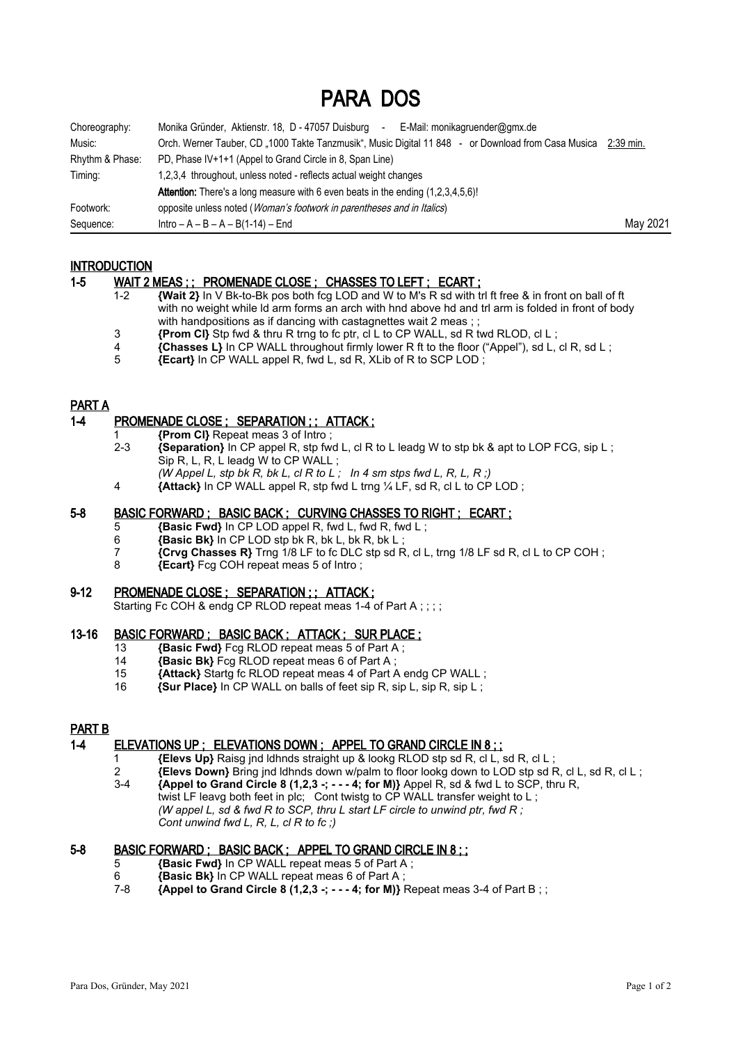# PARA DOS

| | |
|---|---|
| Choreography: | Monika Gründer, Aktienstr. 18, D - 47057 Duisburg - E-Mail: monikagruender@gmx.de |
| Music: | Orch. Werner Tauber, CD „1000 Takte Tanzmusik", Music Digital 11 848 - or Download from Casa Musica 2:39 min. |
| Rhythm & Phase: | PD, Phase IV+1+1 (Appel to Grand Circle in 8, Span Line) |
| Timing: | 1,2,3,4 throughout, unless noted - reflects actual weight changes |
| | **Attention:** There's a long measure with 6 even beats in the ending (1,2,3,4,5,6)! |
| Footwork: | opposite unless noted (*Woman's footwork in parentheses and in Italics*) |
| Sequence: | Intro – A – B – A – B(1-14) – End    May 2021 |

## INTRODUCTION

### 1-5 WAIT 2 MEAS ; ; PROMENADE CLOSE ; CHASSES TO LEFT ; ECART ;

- 1-2 **{Wait 2}** In V Bk-to-Bk pos both fcg LOD and W to M's R sd with trl ft free & in front on ball of ft with no weight while ld arm forms an arch with hnd above hd and trl arm is folded in front of body with handpositions as if dancing with castagnettes wait 2 meas ; ;
- 3 **{Prom Cl}** Stp fwd & thru R trng to fc ptr, cl L to CP WALL, sd R twd RLOD, cl L ;
- 4 **{Chasses L}** In CP WALL throughout firmly lower R ft to the floor ("Appel"), sd L, cl R, sd L ;
- 5 **{Ecart}** In CP WALL appel R, fwd L, sd R, XLib of R to SCP LOD ;

## PART A

### 1-4 PROMENADE CLOSE ; SEPARATION ; ; ATTACK ;

- 1 **{Prom Cl}** Repeat meas 3 of Intro ;
- 2-3 **{Separation}** In CP appel R, stp fwd L, cl R to L leadg W to stp bk & apt to LOP FCG, sip L ; Sip R, L, R, L leadg W to CP WALL ;
  *(W Appel L, stp bk R, bk L, cl R to L ; In 4 sm stps fwd L, R, L, R ;)*
- 4 **{Attack}** In CP WALL appel R, stp fwd L trng ¼ LF, sd R, cl L to CP LOD ;

### 5-8 BASIC FORWARD ; BASIC BACK ; CURVING CHASSES TO RIGHT ; ECART ;

- 5 **{Basic Fwd}** In CP LOD appel R, fwd L, fwd R, fwd L ;
- 6 **{Basic Bk}** In CP LOD stp bk R, bk L, bk R, bk L ;
- 7 **{Crvg Chasses R}** Trng 1/8 LF to fc DLC stp sd R, cl L, trng 1/8 LF sd R, cl L to CP COH ;
- 8 **{Ecart}** Fcg COH repeat meas 5 of Intro ;

### 9-12 PROMENADE CLOSE ; SEPARATION ; ; ATTACK ;

Starting Fc COH & endg CP RLOD repeat meas 1-4 of Part A ; ; ; ;

### 13-16 BASIC FORWARD ; BASIC BACK ; ATTACK ; SUR PLACE ;

- 13 **{Basic Fwd}** Fcg RLOD repeat meas 5 of Part A ;
- 14 **{Basic Bk}** Fcg RLOD repeat meas 6 of Part A ;
- 15 **{Attack}** Startg fc RLOD repeat meas 4 of Part A endg CP WALL ;
- 16 **{Sur Place}** In CP WALL on balls of feet sip R, sip L, sip R, sip L ;

## PART B

### 1-4 ELEVATIONS UP ; ELEVATIONS DOWN ; APPEL TO GRAND CIRCLE IN 8 ; ;

- 1 **{Elevs Up}** Raisg jnd ldhnds straight up & lookg RLOD stp sd R, cl L, sd R, cl L ;
- 2 **{Elevs Down}** Bring jnd ldhnds down w/palm to floor lookg down to LOD stp sd R, cl L, sd R, cl L ;
- 3-4 **{Appel to Grand Circle 8 (1,2,3 -; - - - 4; for M)}** Appel R, sd & fwd L to SCP, thru R, twist LF leavg both feet in plc; Cont twistg to CP WALL transfer weight to L ;
  *(W appel L, sd & fwd R to SCP, thru L start LF circle to unwind ptr, fwd R ; Cont unwind fwd L, R, L, cl R to fc ;)*

### 5-8 BASIC FORWARD ; BASIC BACK ; APPEL TO GRAND CIRCLE IN 8 ; ;

- 5 **{Basic Fwd}** In CP WALL repeat meas 5 of Part A ;
- 6 **{Basic Bk}** In CP WALL repeat meas 6 of Part A ;
- 7-8 **{Appel to Grand Circle 8 (1,2,3 -; - - - 4; for M)}** Repeat meas 3-4 of Part B ; ;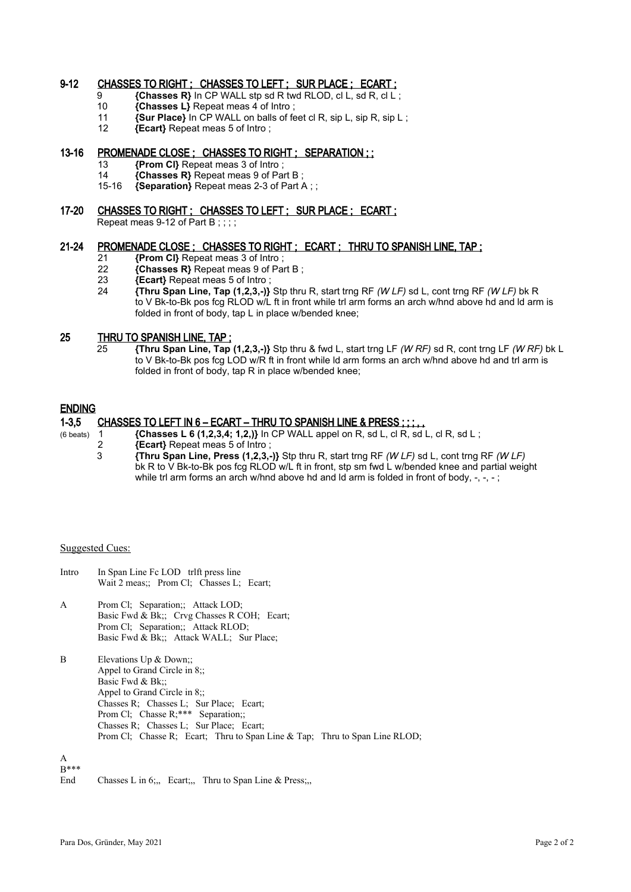## 9-12 CHASSES TO RIGHT ; CHASSES TO LEFT ; SUR PLACE ; ECART ;

9 **{Chasses R}** In CP WALL stp sd R twd RLOD, cl L, sd R, cl L ;
10 **{Chasses L}** Repeat meas 4 of Intro ;
11 **{Sur Place}** In CP WALL on balls of feet cl R, sip L, sip R, sip L ;
12 **{Ecart}** Repeat meas 5 of Intro ;

## 13-16 PROMENADE CLOSE ; CHASSES TO RIGHT ; SEPARATION ; ;

13 **{Prom Cl}** Repeat meas 3 of Intro ;
14 **{Chasses R}** Repeat meas 9 of Part B ;
15-16 **{Separation}** Repeat meas 2-3 of Part A ; ;

## 17-20 CHASSES TO RIGHT ; CHASSES TO LEFT ; SUR PLACE ; ECART ;

Repeat meas 9-12 of Part B ; ; ; ;

## 21-24 PROMENADE CLOSE ; CHASSES TO RIGHT ; ECART ; THRU TO SPANISH LINE, TAP ;

21 **{Prom Cl}** Repeat meas 3 of Intro ;
22 **{Chasses R}** Repeat meas 9 of Part B ;
23 **{Ecart}** Repeat meas 5 of Intro ;
24 **{Thru Span Line, Tap (1,2,3,-)}** Stp thru R, start trng RF *(W LF)* sd L, cont trng RF *(W LF)* bk R to V Bk-to-Bk pos fcg RLOD w/L ft in front while trl arm forms an arch w/hnd above hd and ld arm is folded in front of body, tap L in place w/bended knee;

## 25 THRU TO SPANISH LINE, TAP ;

25 **{Thru Span Line, Tap (1,2,3,-)}** Stp thru & fwd L, start trng LF *(W RF)* sd R, cont trng LF *(W RF)* bk L to V Bk-to-Bk pos fcg LOD w/R ft in front while ld arm forms an arch w/hnd above hd and trl arm is folded in front of body, tap R in place w/bended knee;

## ENDING

## 1-3,5 CHASSES TO LEFT IN 6 – ECART – THRU TO SPANISH LINE & PRESS ; ; ; , ,

(6 beats) 1 **{Chasses L 6 (1,2,3,4; 1,2,)}** In CP WALL appel on R, sd L, cl R, sd L, cl R, sd L ;
2 **{Ecart}** Repeat meas 5 of Intro ;
3 **{Thru Span Line, Press (1,2,3,-)}** Stp thru R, start trng RF *(W LF)* sd L, cont trng RF *(W LF)* bk R to V Bk-to-Bk pos fcg RLOD w/L ft in front, stp sm fwd L w/bended knee and partial weight while trl arm forms an arch w/hnd above hd and ld arm is folded in front of body, -, -, - ;

Suggested Cues:

Intro In Span Line Fc LOD trlft press line
Wait 2 meas;; Prom Cl; Chasses L; Ecart;

A Prom Cl; Separation;; Attack LOD;
Basic Fwd & Bk;; Crvg Chasses R COH; Ecart;
Prom Cl; Separation;; Attack RLOD;
Basic Fwd & Bk;; Attack WALL; Sur Place;

B Elevations Up & Down;;
Appel to Grand Circle in 8;;
Basic Fwd & Bk;;
Appel to Grand Circle in 8;;
Chasses R; Chasses L; Sur Place; Ecart;
Prom Cl; Chasse R;*** Separation;;
Chasses R; Chasses L; Sur Place; Ecart;
Prom Cl; Chasse R; Ecart; Thru to Span Line & Tap; Thru to Span Line RLOD;

A
B***
End Chasses L in 6;,, Ecart;,, Thru to Span Line & Press;,,